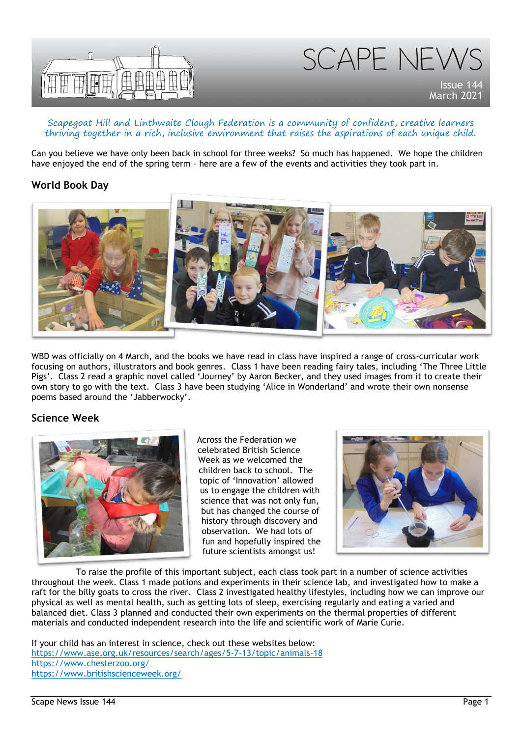# SCAPE NEWS

Issue 144
March 2021

*Scapegoat Hill and Linthwaite Clough Federation is a community of confident, creative learners thriving together in a rich, inclusive environment that raises the aspirations of each unique child.*

Can you believe we have only been back in school for three weeks? So much has happened. We hope the children have enjoyed the end of the spring term – here are a few of the events and activities they took part in.

## World Book Day

WBD was officially on 4 March, and the books we have read in class have inspired a range of cross-curricular work focusing on authors, illustrators and book genres. Class 1 have been reading fairy tales, including 'The Three Little Pigs'. Class 2 read a graphic novel called 'Journey' by Aaron Becker, and they used images from it to create their own story to go with the text. Class 3 have been studying 'Alice in Wonderland' and wrote their own nonsense poems based around the 'Jabberwocky'.

## Science Week

Across the Federation we celebrated British Science Week as we welcomed the children back to school. The topic of 'Innovation' allowed us to engage the children with science that was not only fun, but has changed the course of history through discovery and observation. We had lots of fun and hopefully inspired the future scientists amongst us!

To raise the profile of this important subject, each class took part in a number of science activities throughout the week. Class 1 made potions and experiments in their science lab, and investigated how to make a raft for the billy goats to cross the river. Class 2 investigated healthy lifestyles, including how we can improve our physical as well as mental health, such as getting lots of sleep, exercising regularly and eating a varied and balanced diet. Class 3 planned and conducted their own experiments on the thermal properties of different materials and conducted independent research into the life and scientific work of Marie Curie.

If your child has an interest in science, check out these websites below:
https://www.ase.org.uk/resources/search/ages/5-7-13/topic/animals-18
https://www.chesterzoo.org/
https://www.britishscienceweek.org/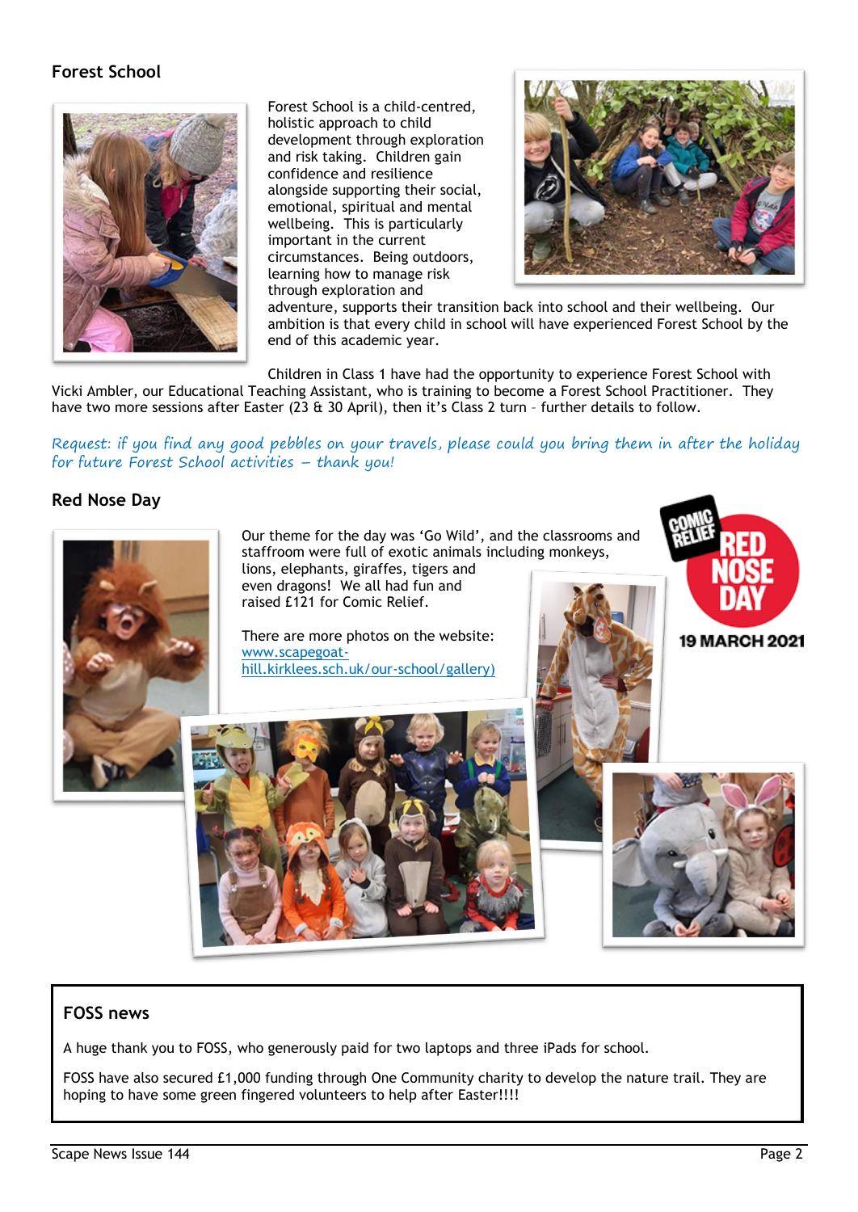## Forest School

Forest School is a child-centred, holistic approach to child development through exploration and risk taking. Children gain confidence and resilience alongside supporting their social, emotional, spiritual and mental wellbeing. This is particularly important in the current circumstances. Being outdoors, learning how to manage risk through exploration and adventure, supports their transition back into school and their wellbeing. Our ambition is that every child in school will have experienced Forest School by the end of this academic year.

Children in Class 1 have had the opportunity to experience Forest School with Vicki Ambler, our Educational Teaching Assistant, who is training to become a Forest School Practitioner. They have two more sessions after Easter (23 & 30 April), then it's Class 2 turn – further details to follow.

*Request: if you find any good pebbles on your travels, please could you bring them in after the holiday for future Forest School activities – thank you!*

## Red Nose Day

COMIC RELIEF RED NOSE DAY 19 MARCH 2021

Our theme for the day was 'Go Wild', and the classrooms and staffroom were full of exotic animals including monkeys, lions, elephants, giraffes, tigers and even dragons! We all had fun and raised £121 for Comic Relief.

There are more photos on the website: [www.scapegoat-hill.kirklees.sch.uk/our-school/gallery)](www.scapegoat-hill.kirklees.sch.uk/our-school/gallery)

## FOSS news

A huge thank you to FOSS, who generously paid for two laptops and three iPads for school.

FOSS have also secured £1,000 funding through One Community charity to develop the nature trail. They are hoping to have some green fingered volunteers to help after Easter!!!!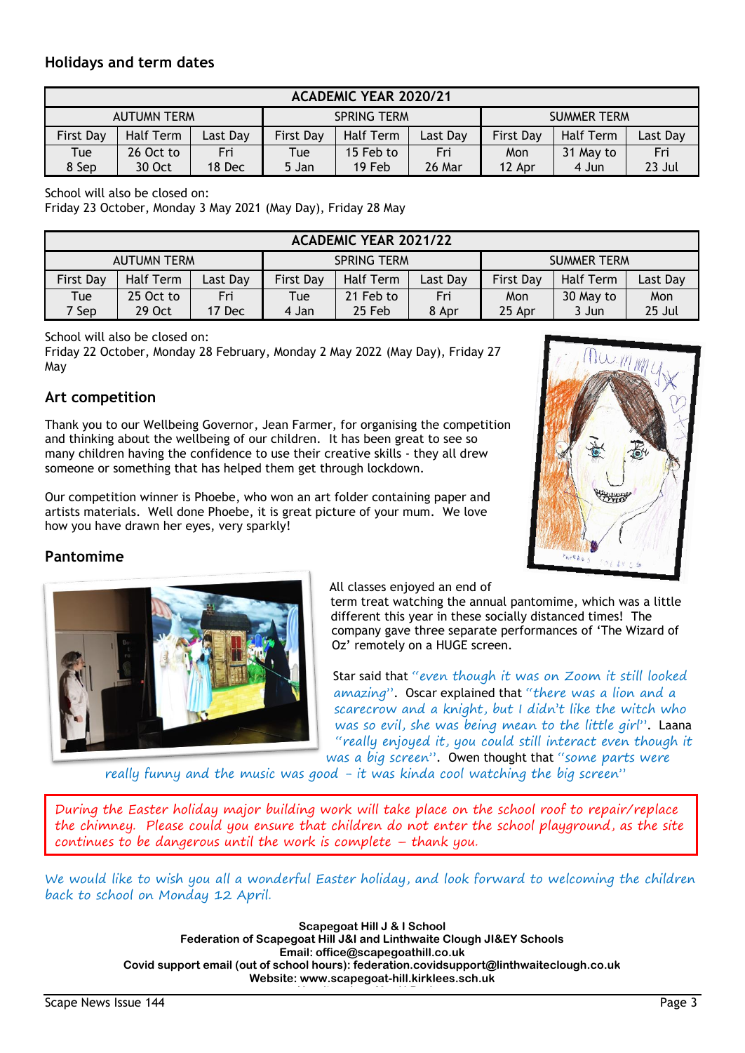## Holidays and term dates

| ACADEMIC YEAR 2020/21 | | | | | | | | |
|---|---|---|---|---|---|---|---|---|
| AUTUMN TERM | | | SPRING TERM | | | SUMMER TERM | | |
| First Day | Half Term | Last Day | First Day | Half Term | Last Day | First Day | Half Term | Last Day |
| Tue 8 Sep | 26 Oct to 30 Oct | Fri 18 Dec | Tue 5 Jan | 15 Feb to 19 Feb | Fri 26 Mar | Mon 12 Apr | 31 May to 4 Jun | Fri 23 Jul |

School will also be closed on:
Friday 23 October, Monday 3 May 2021 (May Day), Friday 28 May

| ACADEMIC YEAR 2021/22 | | | | | | | | |
|---|---|---|---|---|---|---|---|---|
| AUTUMN TERM | | | SPRING TERM | | | SUMMER TERM | | |
| First Day | Half Term | Last Day | First Day | Half Term | Last Day | First Day | Half Term | Last Day |
| Tue 7 Sep | 25 Oct to 29 Oct | Fri 17 Dec | Tue 4 Jan | 21 Feb to 25 Feb | Fri 8 Apr | Mon 25 Apr | 30 May to 3 Jun | Mon 25 Jul |

School will also be closed on:
Friday 22 October, Monday 28 February, Monday 2 May 2022 (May Day), Friday 27 May

## Art competition

Thank you to our Wellbeing Governor, Jean Farmer, for organising the competition and thinking about the wellbeing of our children. It has been great to see so many children having the confidence to use their creative skills - they all drew someone or something that has helped them get through lockdown.

Our competition winner is Phoebe, who won an art folder containing paper and artists materials. Well done Phoebe, it is great picture of your mum. We love how you have drawn her eyes, very sparkly!

## Pantomime

All classes enjoyed an end of term treat watching the annual pantomime, which was a little different this year in these socially distanced times! The company gave three separate performances of 'The Wizard of Oz' remotely on a HUGE screen.

Star said that *"even though it was on Zoom it still looked amazing"*. Oscar explained that *"there was a lion and a scarecrow and a knight, but I didn't like the witch who was so evil, she was being mean to the little girl"*. Laana *"really enjoyed it, you could still interact even though it was a big screen"*. Owen thought that *"some parts were really funny and the music was good - it was kinda cool watching the big screen"*

*During the Easter holiday major building work will take place on the school roof to repair/replace the chimney. Please could you ensure that children do not enter the school playground, as the site continues to be dangerous until the work is complete – thank you.*

*We would like to wish you all a wonderful Easter holiday, and look forward to welcoming the children back to school on Monday 12 April.*

**Scapegoat Hill J & I School**
**Federation of Scapegoat Hill J&I and Linthwaite Clough JI&EY Schools**
**Email: office@scapegoathill.co.uk**
**Covid support email (out of school hours): federation.covidsupport@linthwaiteclough.co.uk**
**Website: www.scapegoat-hill.kirklees.sch.uk**